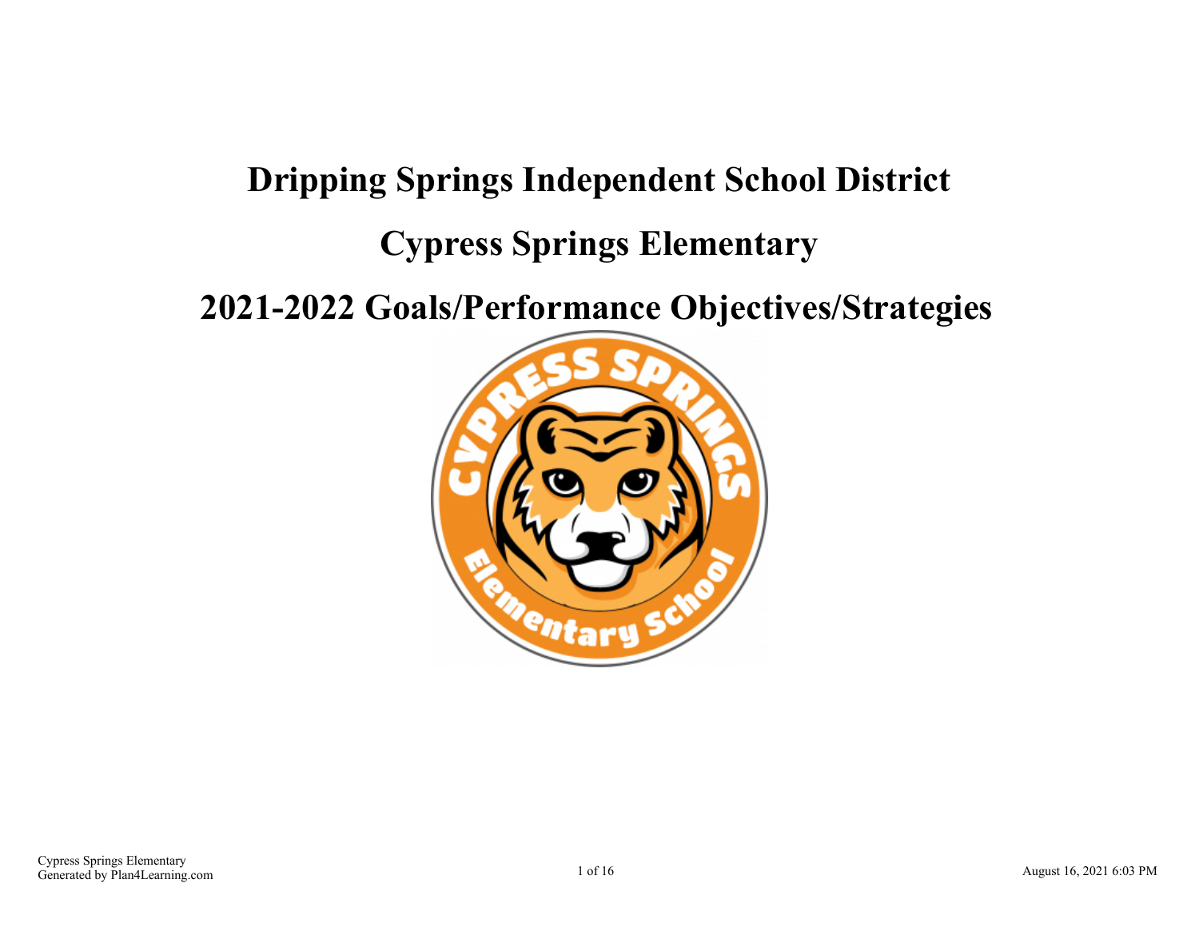# Dripping Springs Independent School District

# Cypress Springs Elementary

# 2021-2022 Goals/Performance Objectives/Strategies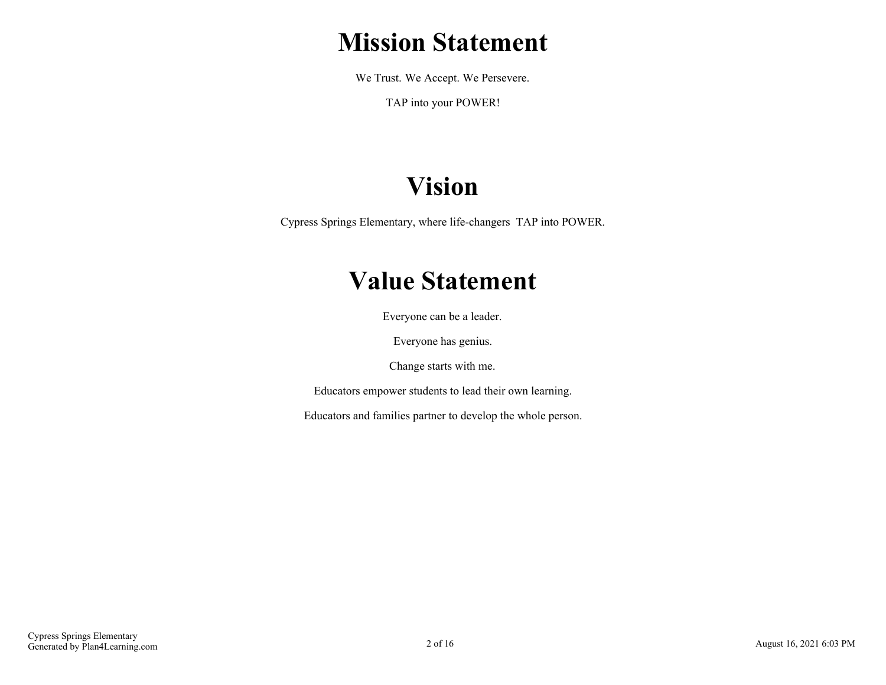# Mission Statement

We Trust. We Accept. We Persevere.

TAP into your POWER!

# Vision

Cypress Springs Elementary, where life-changers TAP into POWER.

# Value Statement

Everyone can be a leader.

Everyone has genius.

Change starts with me.

Educators empower students to lead their own learning.

Educators and families partner to develop the whole person.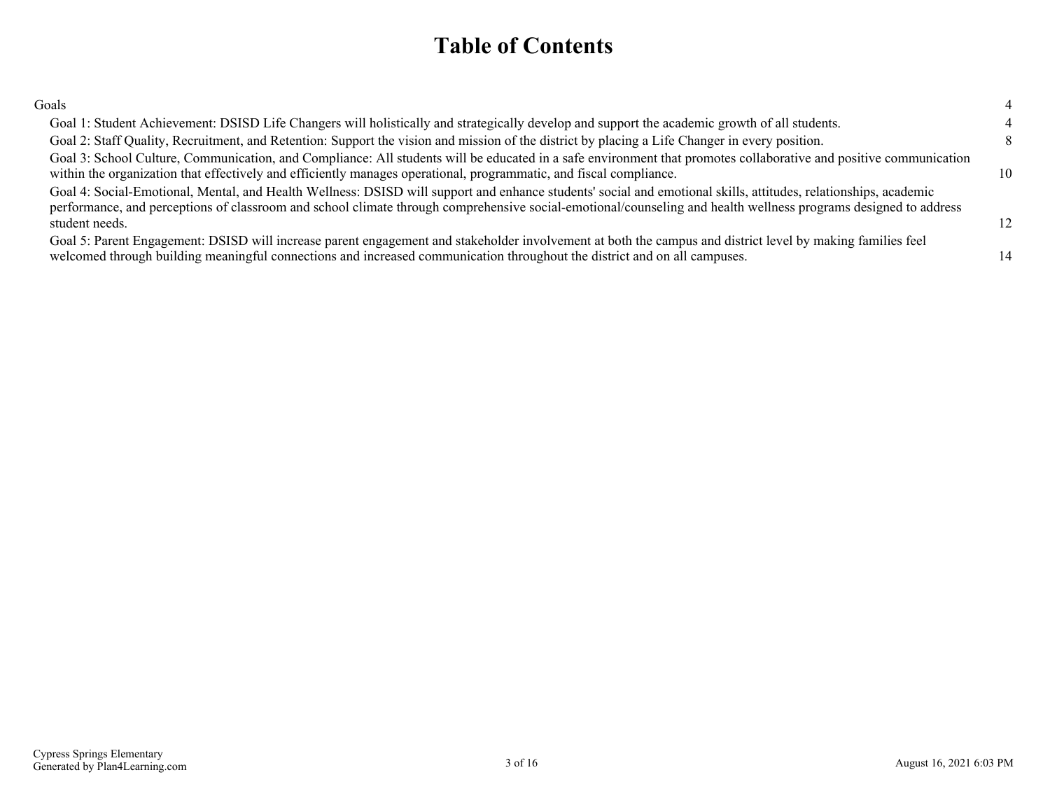# Table of Contents

| | |
|---|---|
| Goals | 4 |
| Goal 1: Student Achievement: DSISD Life Changers will holistically and strategically develop and support the academic growth of all students. | 4 |
| Goal 2: Staff Quality, Recruitment, and Retention: Support the vision and mission of the district by placing a Life Changer in every position. | 8 |
| Goal 3: School Culture, Communication, and Compliance: All students will be educated in a safe environment that promotes collaborative and positive communication within the organization that effectively and efficiently manages operational, programmatic, and fiscal compliance. | 10 |
| Goal 4: Social-Emotional, Mental, and Health Wellness: DSISD will support and enhance students' social and emotional skills, attitudes, relationships, academic performance, and perceptions of classroom and school climate through comprehensive social-emotional/counseling and health wellness programs designed to address student needs. | 12 |
| Goal 5: Parent Engagement: DSISD will increase parent engagement and stakeholder involvement at both the campus and district level by making families feel welcomed through building meaningful connections and increased communication throughout the district and on all campuses. | 14 |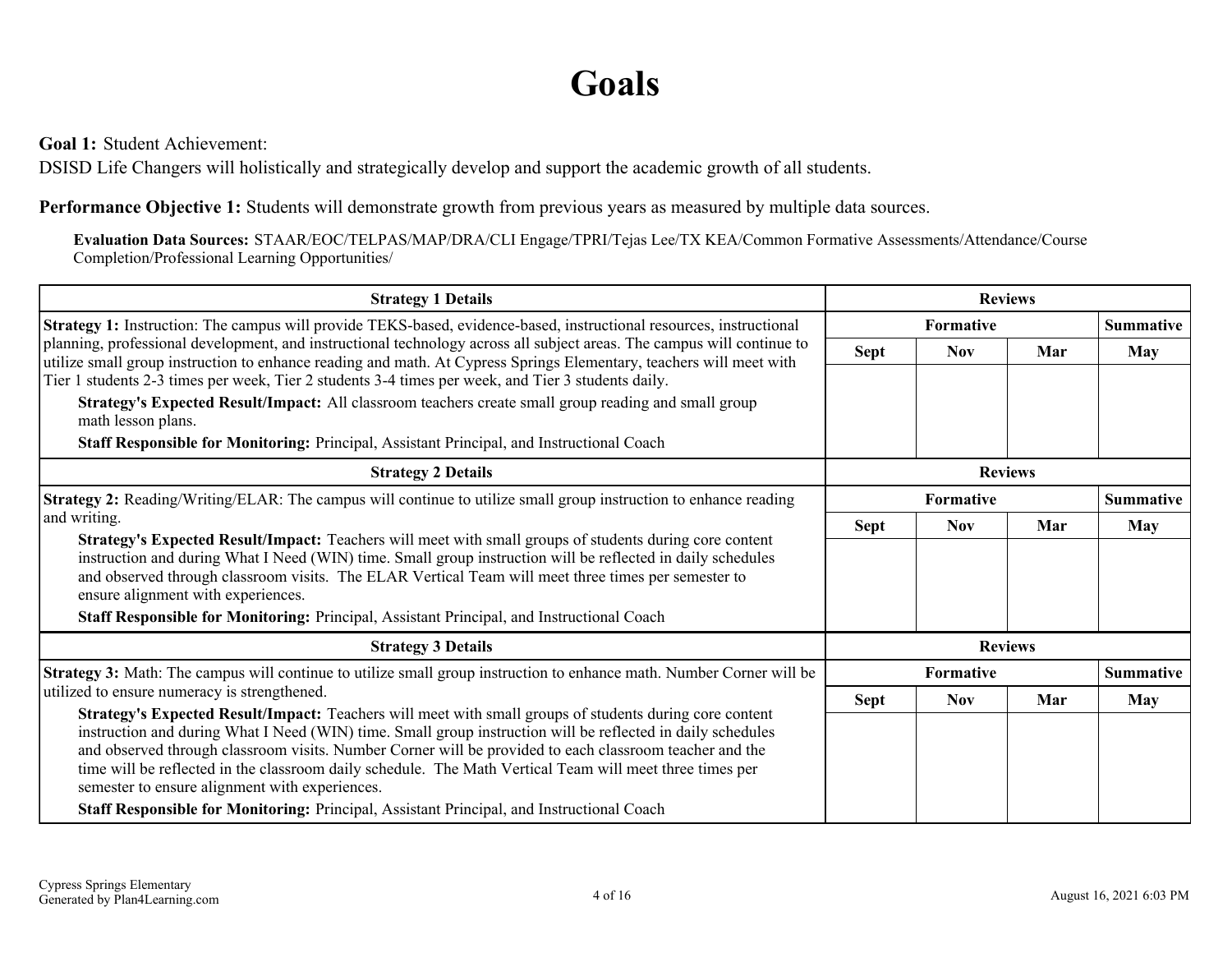# Goals

**Goal 1:** Student Achievement:
DSISD Life Changers will holistically and strategically develop and support the academic growth of all students.

**Performance Objective 1:** Students will demonstrate growth from previous years as measured by multiple data sources.

**Evaluation Data Sources:** STAAR/EOC/TELPAS/MAP/DRA/CLI Engage/TPRI/Tejas Lee/TX KEA/Common Formative Assessments/Attendance/Course Completion/Professional Learning Opportunities/

| Strategy 1 Details | Reviews | | | |
|---|---|---|---|---|
| | Formative | | | Summative |
| | Sept | Nov | Mar | May |
| **Strategy 1:** Instruction: The campus will provide TEKS-based, evidence-based, instructional resources, instructional planning, professional development, and instructional technology across all subject areas. The campus will continue to utilize small group instruction to enhance reading and math. At Cypress Springs Elementary, teachers will meet with Tier 1 students 2-3 times per week, Tier 2 students 3-4 times per week, and Tier 3 students daily.<br>**Strategy's Expected Result/Impact:** All classroom teachers create small group reading and small group math lesson plans.<br>**Staff Responsible for Monitoring:** Principal, Assistant Principal, and Instructional Coach | | | | |

| Strategy 2 Details | Reviews | | | |
|---|---|---|---|---|
| | Formative | | | Summative |
| | Sept | Nov | Mar | May |
| **Strategy 2:** Reading/Writing/ELAR: The campus will continue to utilize small group instruction to enhance reading and writing.<br>**Strategy's Expected Result/Impact:** Teachers will meet with small groups of students during core content instruction and during What I Need (WIN) time. Small group instruction will be reflected in daily schedules and observed through classroom visits. The ELAR Vertical Team will meet three times per semester to ensure alignment with experiences.<br>**Staff Responsible for Monitoring:** Principal, Assistant Principal, and Instructional Coach | | | | |

| Strategy 3 Details | Reviews | | | |
|---|---|---|---|---|
| | Formative | | | Summative |
| | Sept | Nov | Mar | May |
| **Strategy 3:** Math: The campus will continue to utilize small group instruction to enhance math. Number Corner will be utilized to ensure numeracy is strengthened.<br>**Strategy's Expected Result/Impact:** Teachers will meet with small groups of students during core content instruction and during What I Need (WIN) time. Small group instruction will be reflected in daily schedules and observed through classroom visits. Number Corner will be provided to each classroom teacher and the time will be reflected in the classroom daily schedule. The Math Vertical Team will meet three times per semester to ensure alignment with experiences.<br>**Staff Responsible for Monitoring:** Principal, Assistant Principal, and Instructional Coach | | | | |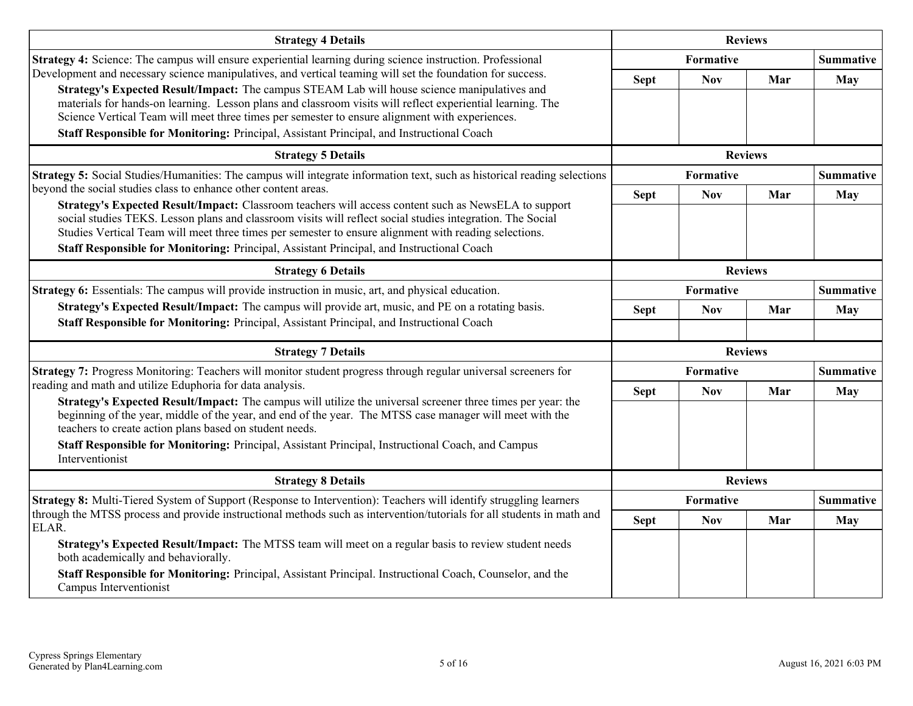| Strategy 4 Details | Reviews | | | |
|---|---|---|---|---|
| **Strategy 4:** Science: The campus will ensure experiential learning during science instruction. Professional Development and necessary science manipulatives, and vertical teaming will set the foundation for success.<br>**Strategy's Expected Result/Impact:** The campus STEAM Lab will house science manipulatives and materials for hands-on learning. Lesson plans and classroom visits will reflect experiential learning. The Science Vertical Team will meet three times per semester to ensure alignment with experiences.<br>**Staff Responsible for Monitoring:** Principal, Assistant Principal, and Instructional Coach | Formative | | | Summative |
| | Sept | Nov | Mar | May |
| | | | | |

| Strategy 5 Details | Reviews | | | |
|---|---|---|---|---|
| **Strategy 5:** Social Studies/Humanities: The campus will integrate information text, such as historical reading selections beyond the social studies class to enhance other content areas.<br>**Strategy's Expected Result/Impact:** Classroom teachers will access content such as NewsELA to support social studies TEKS. Lesson plans and classroom visits will reflect social studies integration. The Social Studies Vertical Team will meet three times per semester to ensure alignment with reading selections.<br>**Staff Responsible for Monitoring:** Principal, Assistant Principal, and Instructional Coach | Formative | | | Summative |
| | Sept | Nov | Mar | May |
| | | | | |

| Strategy 6 Details | Reviews | | | |
|---|---|---|---|---|
| **Strategy 6:** Essentials: The campus will provide instruction in music, art, and physical education.<br>**Strategy's Expected Result/Impact:** The campus will provide art, music, and PE on a rotating basis.<br>**Staff Responsible for Monitoring:** Principal, Assistant Principal, and Instructional Coach | Formative | | | Summative |
| | Sept | Nov | Mar | May |
| | | | | |

| Strategy 7 Details | Reviews | | | |
|---|---|---|---|---|
| **Strategy 7:** Progress Monitoring: Teachers will monitor student progress through regular universal screeners for reading and math and utilize Eduphoria for data analysis.<br>**Strategy's Expected Result/Impact:** The campus will utilize the universal screener three times per year: the beginning of the year, middle of the year, and end of the year. The MTSS case manager will meet with the teachers to create action plans based on student needs.<br>**Staff Responsible for Monitoring:** Principal, Assistant Principal, Instructional Coach, and Campus Interventionist | Formative | | | Summative |
| | Sept | Nov | Mar | May |
| | | | | |

| Strategy 8 Details | Reviews | | | |
|---|---|---|---|---|
| **Strategy 8:** Multi-Tiered System of Support (Response to Intervention): Teachers will identify struggling learners through the MTSS process and provide instructional methods such as intervention/tutorials for all students in math and ELAR.<br>**Strategy's Expected Result/Impact:** The MTSS team will meet on a regular basis to review student needs both academically and behaviorally.<br>**Staff Responsible for Monitoring:** Principal, Assistant Principal. Instructional Coach, Counselor, and the Campus Interventionist | Formative | | | Summative |
| | Sept | Nov | Mar | May |
| | | | | |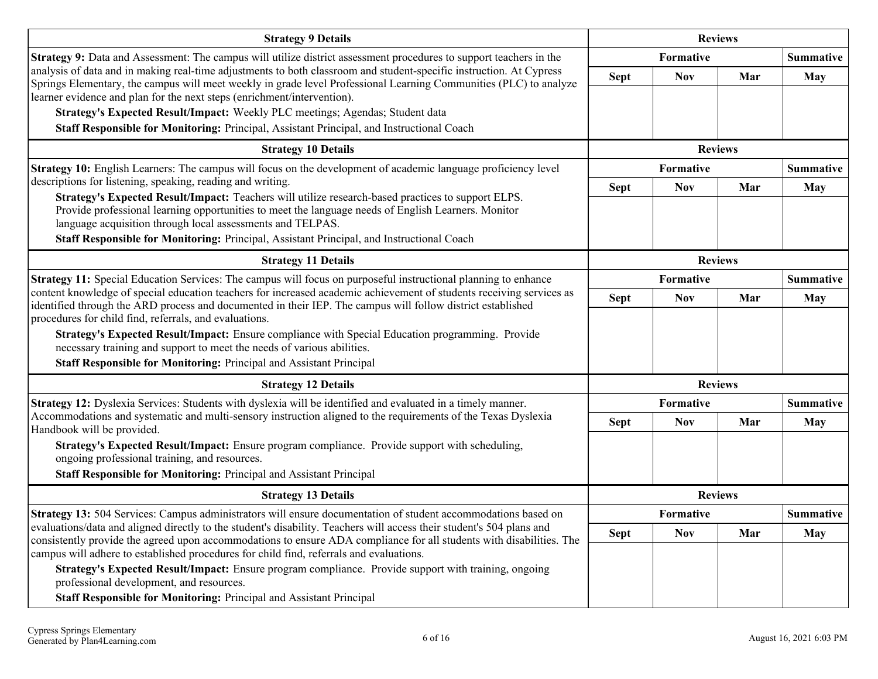| Strategy 9 Details | Reviews | | | |
|---|---|---|---|---|
| **Strategy 9:** Data and Assessment: The campus will utilize district assessment procedures to support teachers in the analysis of data and in making real-time adjustments to both classroom and student-specific instruction. At Cypress Springs Elementary, the campus will meet weekly in grade level Professional Learning Communities (PLC) to analyze learner evidence and plan for the next steps (enrichment/intervention).<br>**Strategy's Expected Result/Impact:** Weekly PLC meetings; Agendas; Student data<br>**Staff Responsible for Monitoring:** Principal, Assistant Principal, and Instructional Coach | Formative | | | Summative |
| | Sept | Nov | Mar | May |
| | | | | |

| Strategy 10 Details | Reviews | | | |
|---|---|---|---|---|
| **Strategy 10:** English Learners: The campus will focus on the development of academic language proficiency level descriptions for listening, speaking, reading and writing.<br>**Strategy's Expected Result/Impact:** Teachers will utilize research-based practices to support ELPS. Provide professional learning opportunities to meet the language needs of English Learners. Monitor language acquisition through local assessments and TELPAS.<br>**Staff Responsible for Monitoring:** Principal, Assistant Principal, and Instructional Coach | Formative | | | Summative |
| | Sept | Nov | Mar | May |
| | | | | |

| Strategy 11 Details | Reviews | | | |
|---|---|---|---|---|
| **Strategy 11:** Special Education Services: The campus will focus on purposeful instructional planning to enhance content knowledge of special education teachers for increased academic achievement of students receiving services as identified through the ARD process and documented in their IEP. The campus will follow district established procedures for child find, referrals, and evaluations.<br>**Strategy's Expected Result/Impact:** Ensure compliance with Special Education programming. Provide necessary training and support to meet the needs of various abilities.<br>**Staff Responsible for Monitoring:** Principal and Assistant Principal | Formative | | | Summative |
| | Sept | Nov | Mar | May |
| | | | | |

| Strategy 12 Details | Reviews | | | |
|---|---|---|---|---|
| **Strategy 12:** Dyslexia Services: Students with dyslexia will be identified and evaluated in a timely manner. Accommodations and systematic and multi-sensory instruction aligned to the requirements of the Texas Dyslexia Handbook will be provided.<br>**Strategy's Expected Result/Impact:** Ensure program compliance. Provide support with scheduling, ongoing professional training, and resources.<br>**Staff Responsible for Monitoring:** Principal and Assistant Principal | Formative | | | Summative |
| | Sept | Nov | Mar | May |
| | | | | |

| Strategy 13 Details | Reviews | | | |
|---|---|---|---|---|
| **Strategy 13:** 504 Services: Campus administrators will ensure documentation of student accommodations based on evaluations/data and aligned directly to the student's disability. Teachers will access their student's 504 plans and consistently provide the agreed upon accommodations to ensure ADA compliance for all students with disabilities. The campus will adhere to established procedures for child find, referrals and evaluations.<br>**Strategy's Expected Result/Impact:** Ensure program compliance. Provide support with training, ongoing professional development, and resources.<br>**Staff Responsible for Monitoring:** Principal and Assistant Principal | Formative | | | Summative |
| | Sept | Nov | Mar | May |
| | | | | |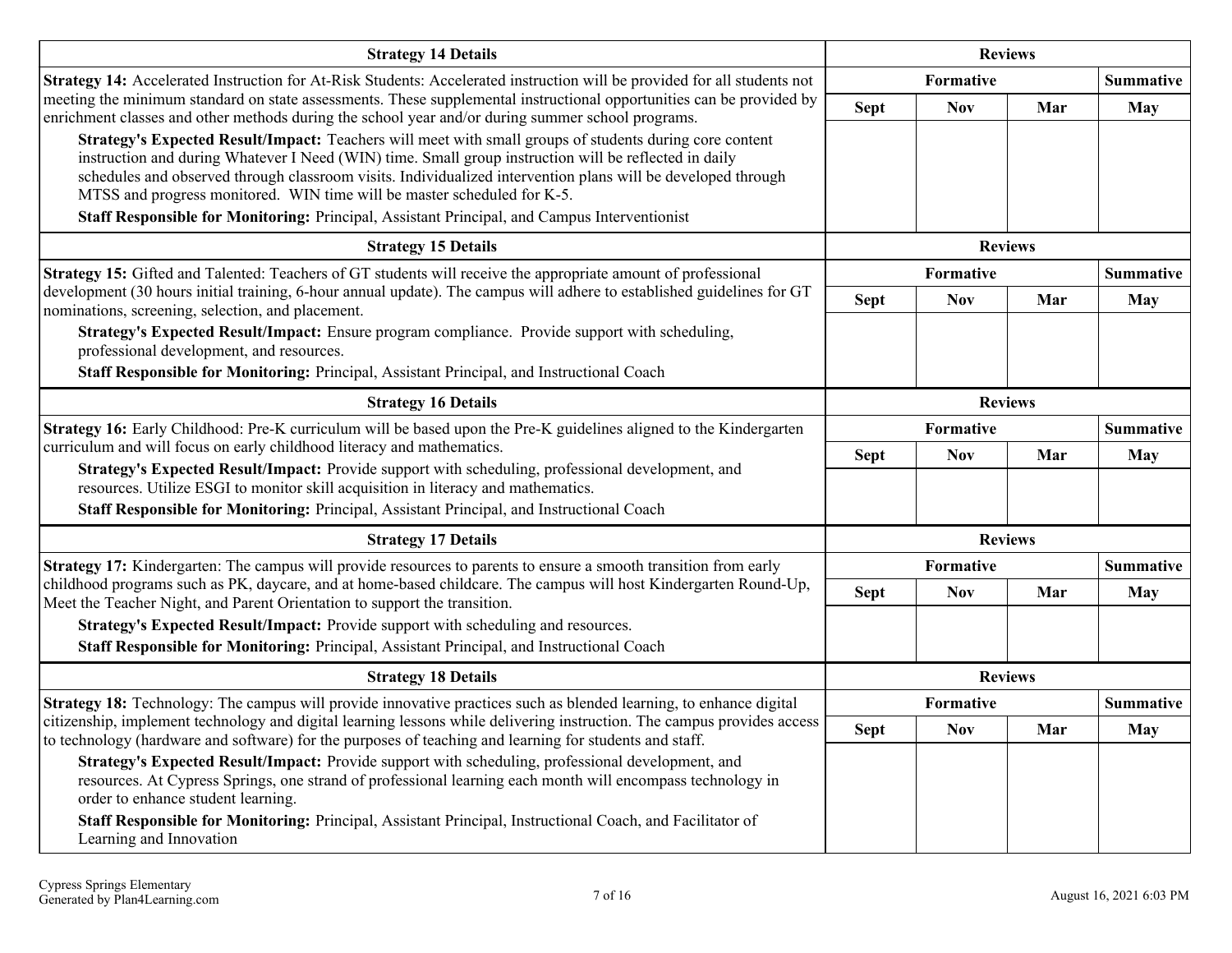| Strategy 14 Details | Reviews | | | |
|---|---|---|---|---|
| **Strategy 14:** Accelerated Instruction for At-Risk Students: Accelerated instruction will be provided for all students not meeting the minimum standard on state assessments. These supplemental instructional opportunities can be provided by enrichment classes and other methods during the school year and/or during summer school programs.<br>**Strategy's Expected Result/Impact:** Teachers will meet with small groups of students during core content instruction and during Whatever I Need (WIN) time. Small group instruction will be reflected in daily schedules and observed through classroom visits. Individualized intervention plans will be developed through MTSS and progress monitored. WIN time will be master scheduled for K-5.<br>**Staff Responsible for Monitoring:** Principal, Assistant Principal, and Campus Interventionist | Formative | | | Summative |
| | Sept | Nov | Mar | May |
| | | | | |

| Strategy 15 Details | Reviews | | | |
|---|---|---|---|---|
| **Strategy 15:** Gifted and Talented: Teachers of GT students will receive the appropriate amount of professional development (30 hours initial training, 6-hour annual update). The campus will adhere to established guidelines for GT nominations, screening, selection, and placement.<br>**Strategy's Expected Result/Impact:** Ensure program compliance. Provide support with scheduling, professional development, and resources.<br>**Staff Responsible for Monitoring:** Principal, Assistant Principal, and Instructional Coach | Formative | | | Summative |
| | Sept | Nov | Mar | May |
| | | | | |

| Strategy 16 Details | Reviews | | | |
|---|---|---|---|---|
| **Strategy 16:** Early Childhood: Pre-K curriculum will be based upon the Pre-K guidelines aligned to the Kindergarten curriculum and will focus on early childhood literacy and mathematics.<br>**Strategy's Expected Result/Impact:** Provide support with scheduling, professional development, and resources. Utilize ESGI to monitor skill acquisition in literacy and mathematics.<br>**Staff Responsible for Monitoring:** Principal, Assistant Principal, and Instructional Coach | Formative | | | Summative |
| | Sept | Nov | Mar | May |
| | | | | |

| Strategy 17 Details | Reviews | | | |
|---|---|---|---|---|
| **Strategy 17:** Kindergarten: The campus will provide resources to parents to ensure a smooth transition from early childhood programs such as PK, daycare, and at home-based childcare. The campus will host Kindergarten Round-Up, Meet the Teacher Night, and Parent Orientation to support the transition.<br>**Strategy's Expected Result/Impact:** Provide support with scheduling and resources.<br>**Staff Responsible for Monitoring:** Principal, Assistant Principal, and Instructional Coach | Formative | | | Summative |
| | Sept | Nov | Mar | May |
| | | | | |

| Strategy 18 Details | Reviews | | | |
|---|---|---|---|---|
| **Strategy 18:** Technology: The campus will provide innovative practices such as blended learning, to enhance digital citizenship, implement technology and digital learning lessons while delivering instruction. The campus provides access to technology (hardware and software) for the purposes of teaching and learning for students and staff.<br>**Strategy's Expected Result/Impact:** Provide support with scheduling, professional development, and resources. At Cypress Springs, one strand of professional learning each month will encompass technology in order to enhance student learning.<br>**Staff Responsible for Monitoring:** Principal, Assistant Principal, Instructional Coach, and Facilitator of Learning and Innovation | Formative | | | Summative |
| | Sept | Nov | Mar | May |
| | | | | |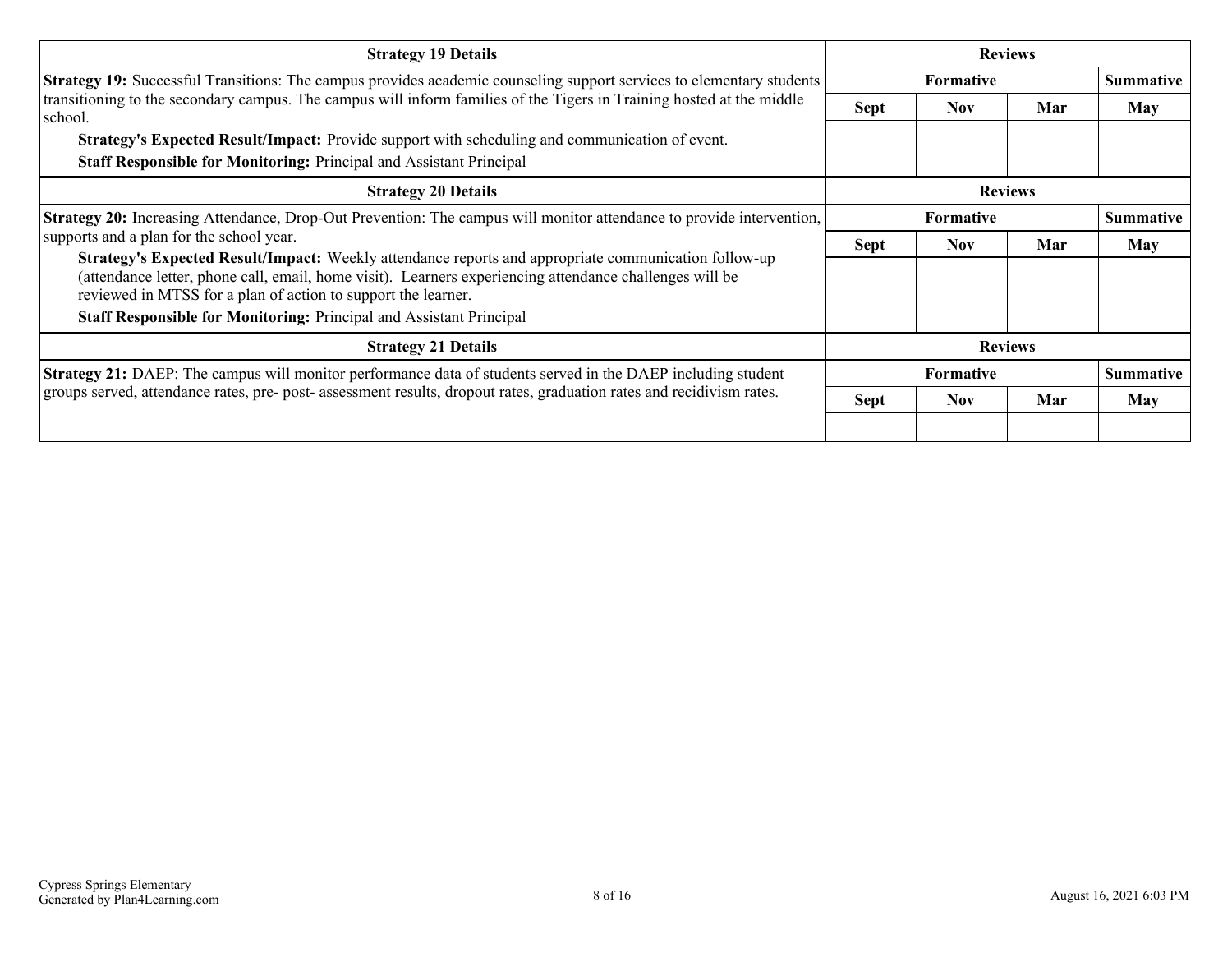| Strategy 19 Details | Reviews | | | |
|---|---|---|---|---|
| **Strategy 19:** Successful Transitions: The campus provides academic counseling support services to elementary students transitioning to the secondary campus. The campus will inform families of the Tigers in Training hosted at the middle school. | Formative | | | Summative |
| **Strategy's Expected Result/Impact:** Provide support with scheduling and communication of event. **Staff Responsible for Monitoring:** Principal and Assistant Principal | Sept | Nov | Mar | May |
| | | | | |

| Strategy 20 Details | Reviews | | | |
|---|---|---|---|---|
| **Strategy 20:** Increasing Attendance, Drop-Out Prevention: The campus will monitor attendance to provide intervention, supports and a plan for the school year. | Formative | | | Summative |
| **Strategy's Expected Result/Impact:** Weekly attendance reports and appropriate communication follow-up (attendance letter, phone call, email, home visit). Learners experiencing attendance challenges will be reviewed in MTSS for a plan of action to support the learner. **Staff Responsible for Monitoring:** Principal and Assistant Principal | Sept | Nov | Mar | May |
| | | | | |

| Strategy 21 Details | Reviews | | | |
|---|---|---|---|---|
| **Strategy 21:** DAEP: The campus will monitor performance data of students served in the DAEP including student groups served, attendance rates, pre- post- assessment results, dropout rates, graduation rates and recidivism rates. | Formative | | | Summative |
| | Sept | Nov | Mar | May |
| | | | | |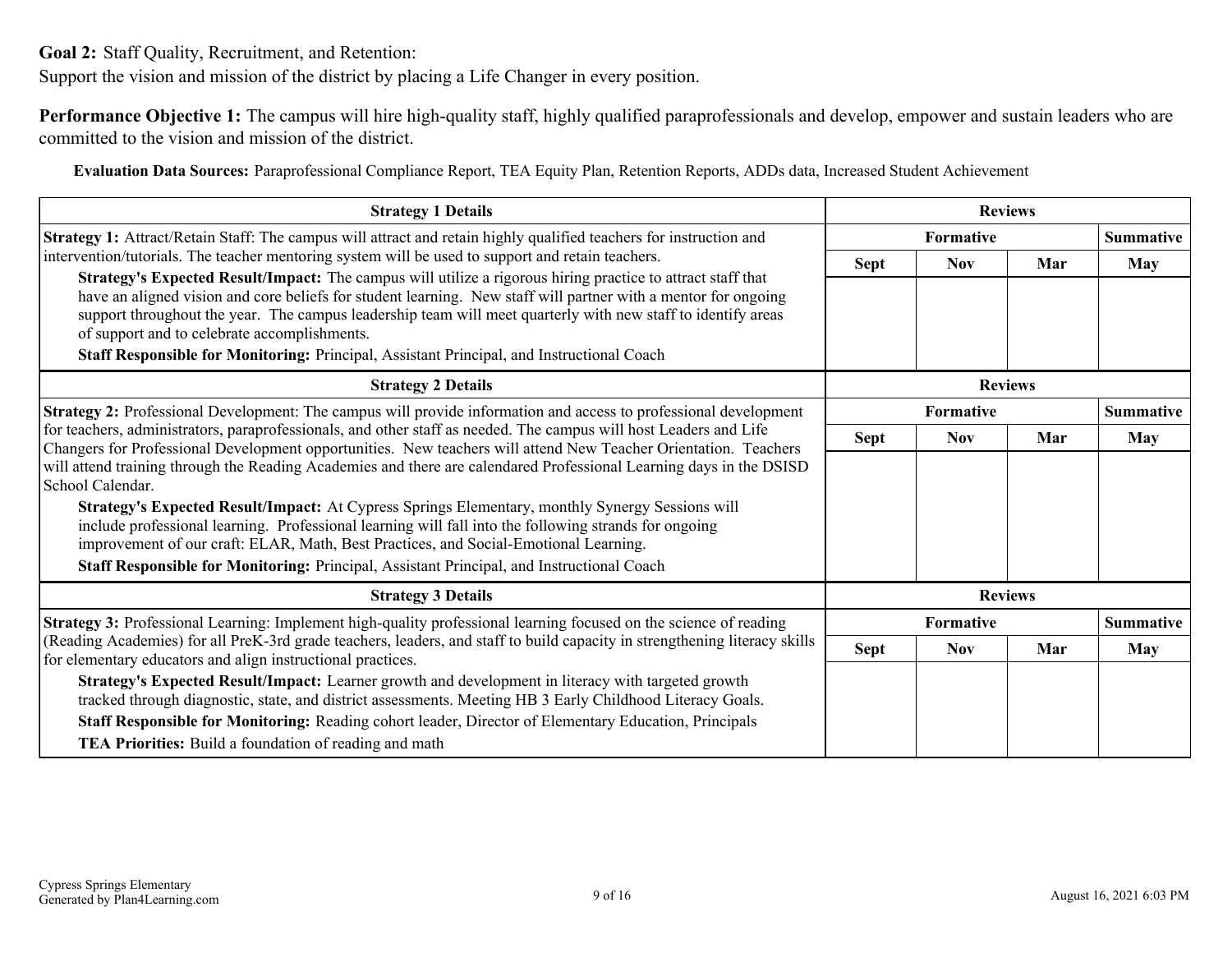**Goal 2:** Staff Quality, Recruitment, and Retention:
Support the vision and mission of the district by placing a Life Changer in every position.

**Performance Objective 1:** The campus will hire high-quality staff, highly qualified paraprofessionals and develop, empower and sustain leaders who are committed to the vision and mission of the district.

**Evaluation Data Sources:** Paraprofessional Compliance Report, TEA Equity Plan, Retention Reports, ADDs data, Increased Student Achievement

| Strategy 1 Details | Reviews | | | |
|---|---|---|---|---|
| | Formative | | | Summative |
| | Sept | Nov | Mar | May |
| **Strategy 1:** Attract/Retain Staff: The campus will attract and retain highly qualified teachers for instruction and intervention/tutorials. The teacher mentoring system will be used to support and retain teachers.<br>**Strategy's Expected Result/Impact:** The campus will utilize a rigorous hiring practice to attract staff that have an aligned vision and core beliefs for student learning. New staff will partner with a mentor for ongoing support throughout the year. The campus leadership team will meet quarterly with new staff to identify areas of support and to celebrate accomplishments.<br>**Staff Responsible for Monitoring:** Principal, Assistant Principal, and Instructional Coach | | | | |

| Strategy 2 Details | Reviews | | | |
|---|---|---|---|---|
| | Formative | | | Summative |
| | Sept | Nov | Mar | May |
| **Strategy 2:** Professional Development: The campus will provide information and access to professional development for teachers, administrators, paraprofessionals, and other staff as needed. The campus will host Leaders and Life Changers for Professional Development opportunities. New teachers will attend New Teacher Orientation. Teachers will attend training through the Reading Academies and there are calendared Professional Learning days in the DSISD School Calendar.<br>**Strategy's Expected Result/Impact:** At Cypress Springs Elementary, monthly Synergy Sessions will include professional learning. Professional learning will fall into the following strands for ongoing improvement of our craft: ELAR, Math, Best Practices, and Social-Emotional Learning.<br>**Staff Responsible for Monitoring:** Principal, Assistant Principal, and Instructional Coach | | | | |

| Strategy 3 Details | Reviews | | | |
|---|---|---|---|---|
| | Formative | | | Summative |
| | Sept | Nov | Mar | May |
| **Strategy 3:** Professional Learning: Implement high-quality professional learning focused on the science of reading (Reading Academies) for all PreK-3rd grade teachers, leaders, and staff to build capacity in strengthening literacy skills for elementary educators and align instructional practices.<br>**Strategy's Expected Result/Impact:** Learner growth and development in literacy with targeted growth tracked through diagnostic, state, and district assessments. Meeting HB 3 Early Childhood Literacy Goals.<br>**Staff Responsible for Monitoring:** Reading cohort leader, Director of Elementary Education, Principals<br>**TEA Priorities:** Build a foundation of reading and math | | | | |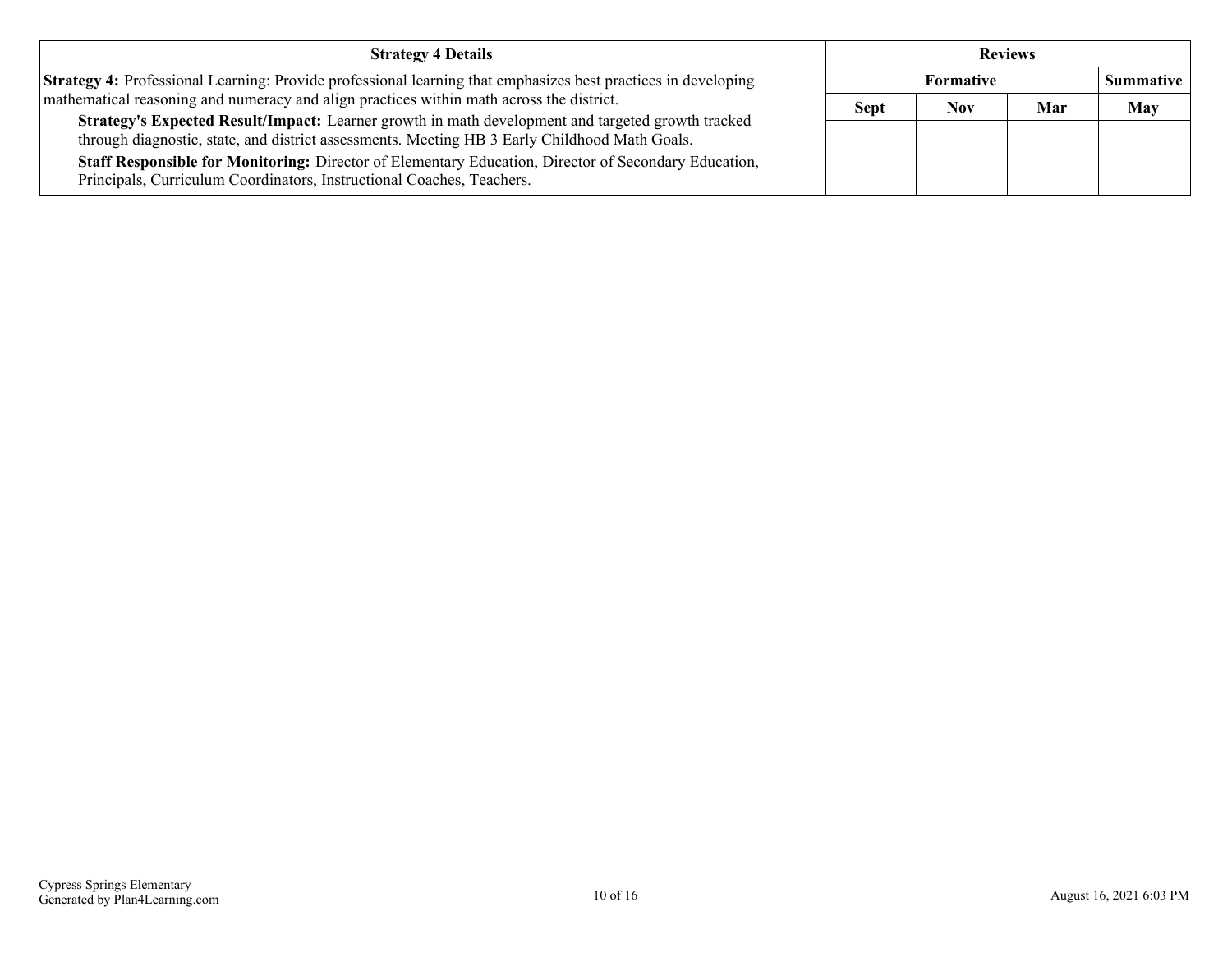| Strategy 4 Details | Reviews | | | |
|---|---|---|---|---|
| | Formative | | | Summative |
| | Sept | Nov | Mar | May |
| **Strategy 4:** Professional Learning: Provide professional learning that emphasizes best practices in developing mathematical reasoning and numeracy and align practices within math across the district.<br>**Strategy's Expected Result/Impact:** Learner growth in math development and targeted growth tracked through diagnostic, state, and district assessments. Meeting HB 3 Early Childhood Math Goals.<br>**Staff Responsible for Monitoring:** Director of Elementary Education, Director of Secondary Education, Principals, Curriculum Coordinators, Instructional Coaches, Teachers. | | | | |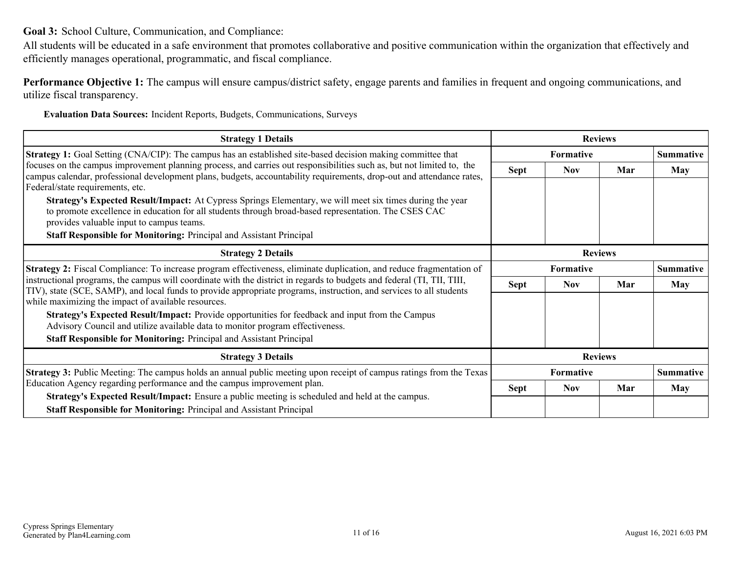**Goal 3:** School Culture, Communication, and Compliance:

All students will be educated in a safe environment that promotes collaborative and positive communication within the organization that effectively and efficiently manages operational, programmatic, and fiscal compliance.

**Performance Objective 1:** The campus will ensure campus/district safety, engage parents and families in frequent and ongoing communications, and utilize fiscal transparency.

**Evaluation Data Sources:** Incident Reports, Budgets, Communications, Surveys

| Strategy 1 Details | Reviews | | | |
|---|---|---|---|---|
| | Formative | | | Summative |
| | Sept | Nov | Mar | May |
| **Strategy 1:** Goal Setting (CNA/CIP): The campus has an established site-based decision making committee that focuses on the campus improvement planning process, and carries out responsibilities such as, but not limited to, the campus calendar, professional development plans, budgets, accountability requirements, drop-out and attendance rates, Federal/state requirements, etc.<br>**Strategy's Expected Result/Impact:** At Cypress Springs Elementary, we will meet six times during the year to promote excellence in education for all students through broad-based representation. The CSES CAC provides valuable input to campus teams.<br>**Staff Responsible for Monitoring:** Principal and Assistant Principal | | | | |

| Strategy 2 Details | Reviews | | | |
|---|---|---|---|---|
| | Formative | | | Summative |
| | Sept | Nov | Mar | May |
| **Strategy 2:** Fiscal Compliance: To increase program effectiveness, eliminate duplication, and reduce fragmentation of instructional programs, the campus will coordinate with the district in regards to budgets and federal (TI, TII, TIII, TIV), state (SCE, SAMP), and local funds to provide appropriate programs, instruction, and services to all students while maximizing the impact of available resources.<br>**Strategy's Expected Result/Impact:** Provide opportunities for feedback and input from the Campus Advisory Council and utilize available data to monitor program effectiveness.<br>**Staff Responsible for Monitoring:** Principal and Assistant Principal | | | | |

| Strategy 3 Details | Reviews | | | |
|---|---|---|---|---|
| | Formative | | | Summative |
| | Sept | Nov | Mar | May |
| **Strategy 3:** Public Meeting: The campus holds an annual public meeting upon receipt of campus ratings from the Texas Education Agency regarding performance and the campus improvement plan.<br>**Strategy's Expected Result/Impact:** Ensure a public meeting is scheduled and held at the campus.<br>**Staff Responsible for Monitoring:** Principal and Assistant Principal | | | | |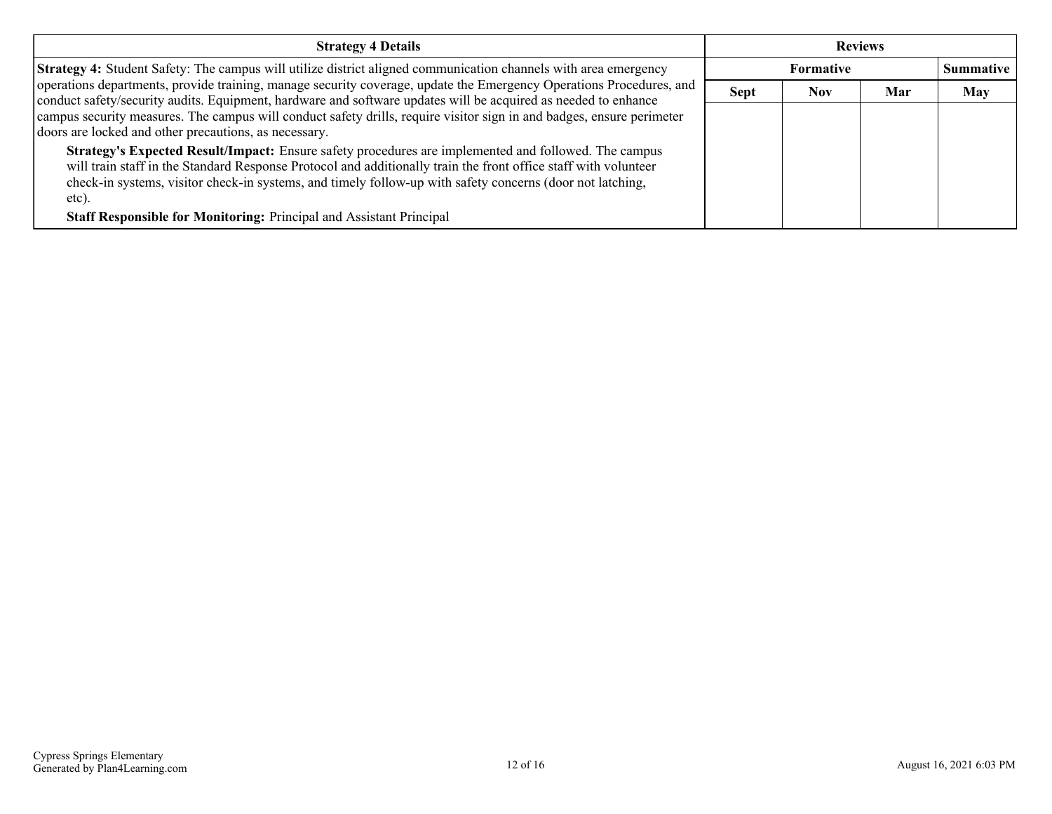| Strategy 4 Details | Reviews | | | |
|---|---|---|---|---|
| | Formative | | | Summative |
| | Sept | Nov | Mar | May |
| **Strategy 4:** Student Safety: The campus will utilize district aligned communication channels with area emergency operations departments, provide training, manage security coverage, update the Emergency Operations Procedures, and conduct safety/security audits. Equipment, hardware and software updates will be acquired as needed to enhance campus security measures. The campus will conduct safety drills, require visitor sign in and badges, ensure perimeter doors are locked and other precautions, as necessary.<br>**Strategy's Expected Result/Impact:** Ensure safety procedures are implemented and followed. The campus will train staff in the Standard Response Protocol and additionally train the front office staff with volunteer check-in systems, visitor check-in systems, and timely follow-up with safety concerns (door not latching, etc).<br>**Staff Responsible for Monitoring:** Principal and Assistant Principal | | | | |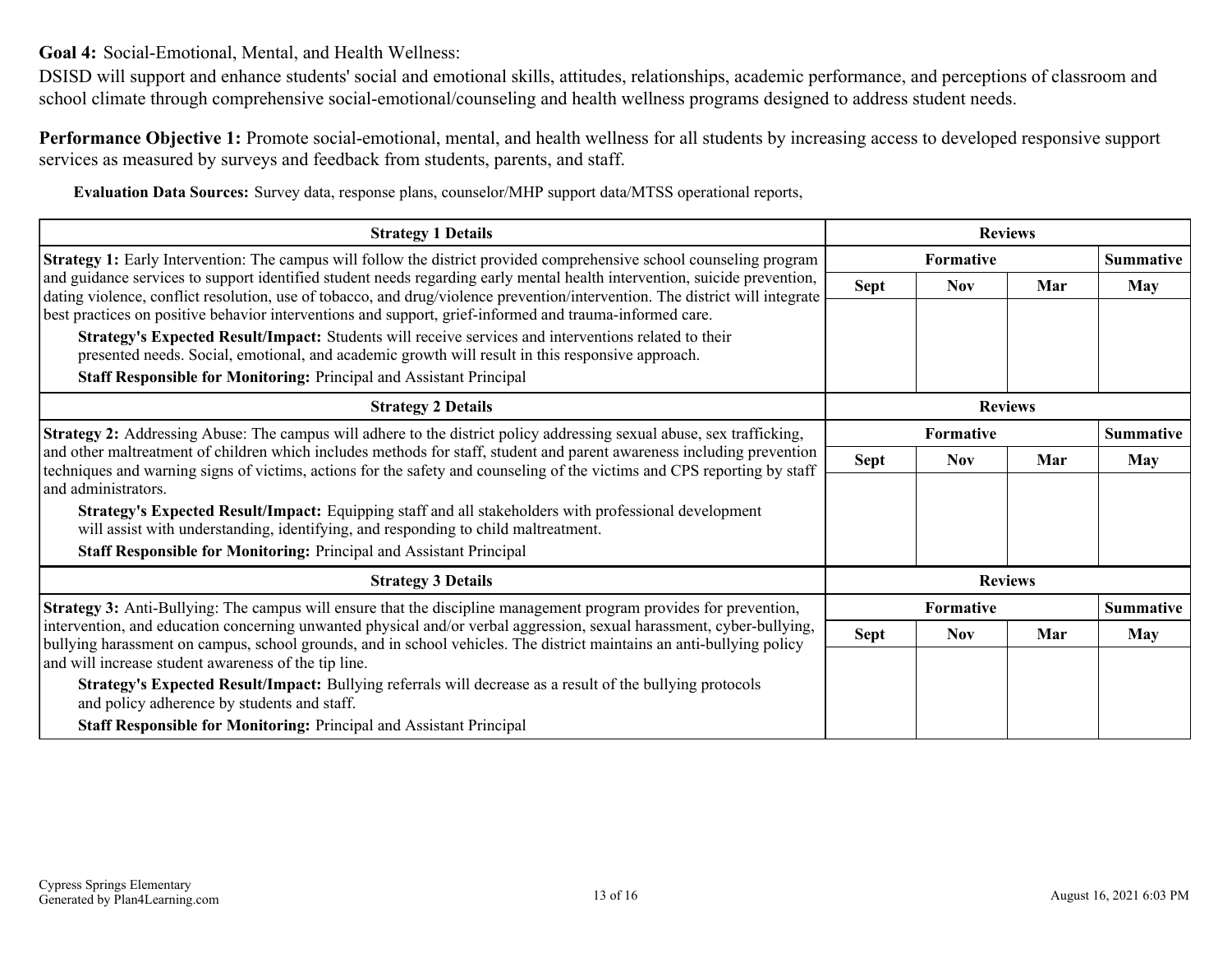**Goal 4:** Social-Emotional, Mental, and Health Wellness:

DSISD will support and enhance students' social and emotional skills, attitudes, relationships, academic performance, and perceptions of classroom and school climate through comprehensive social-emotional/counseling and health wellness programs designed to address student needs.

**Performance Objective 1:** Promote social-emotional, mental, and health wellness for all students by increasing access to developed responsive support services as measured by surveys and feedback from students, parents, and staff.

**Evaluation Data Sources:** Survey data, response plans, counselor/MHP support data/MTSS operational reports,

| Strategy 1 Details | Reviews | | | |
|---|---|---|---|---|
| | Formative | | | Summative |
| | Sept | Nov | Mar | May |
| **Strategy 1:** Early Intervention: The campus will follow the district provided comprehensive school counseling program and guidance services to support identified student needs regarding early mental health intervention, suicide prevention, dating violence, conflict resolution, use of tobacco, and drug/violence prevention/intervention. The district will integrate best practices on positive behavior interventions and support, grief-informed and trauma-informed care.<br>**Strategy's Expected Result/Impact:** Students will receive services and interventions related to their presented needs. Social, emotional, and academic growth will result in this responsive approach.<br>**Staff Responsible for Monitoring:** Principal and Assistant Principal | | | | |

| Strategy 2 Details | Reviews | | | |
|---|---|---|---|---|
| | Formative | | | Summative |
| | Sept | Nov | Mar | May |
| **Strategy 2:** Addressing Abuse: The campus will adhere to the district policy addressing sexual abuse, sex trafficking, and other maltreatment of children which includes methods for staff, student and parent awareness including prevention techniques and warning signs of victims, actions for the safety and counseling of the victims and CPS reporting by staff and administrators.<br>**Strategy's Expected Result/Impact:** Equipping staff and all stakeholders with professional development will assist with understanding, identifying, and responding to child maltreatment.<br>**Staff Responsible for Monitoring:** Principal and Assistant Principal | | | | |

| Strategy 3 Details | Reviews | | | |
|---|---|---|---|---|
| | Formative | | | Summative |
| | Sept | Nov | Mar | May |
| **Strategy 3:** Anti-Bullying: The campus will ensure that the discipline management program provides for prevention, intervention, and education concerning unwanted physical and/or verbal aggression, sexual harassment, cyber-bullying, bullying harassment on campus, school grounds, and in school vehicles. The district maintains an anti-bullying policy and will increase student awareness of the tip line.<br>**Strategy's Expected Result/Impact:** Bullying referrals will decrease as a result of the bullying protocols and policy adherence by students and staff.<br>**Staff Responsible for Monitoring:** Principal and Assistant Principal | | | | |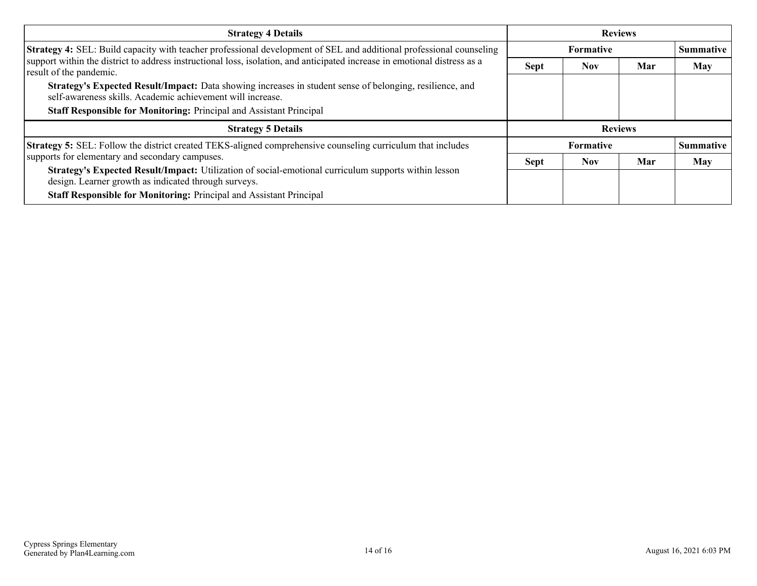| Strategy 4 Details | Reviews | | | |
|---|---|---|---|---|
| | Formative | | | Summative |
| **Strategy 4:** SEL: Build capacity with teacher professional development of SEL and additional professional counseling support within the district to address instructional loss, isolation, and anticipated increase in emotional distress as a result of the pandemic.<br>**Strategy's Expected Result/Impact:** Data showing increases in student sense of belonging, resilience, and self-awareness skills. Academic achievement will increase.<br>**Staff Responsible for Monitoring:** Principal and Assistant Principal | Sept | Nov | Mar | May |
| | | | | |

| Strategy 5 Details | Reviews | | | |
|---|---|---|---|---|
| | Formative | | | Summative |
| **Strategy 5:** SEL: Follow the district created TEKS-aligned comprehensive counseling curriculum that includes supports for elementary and secondary campuses.<br>**Strategy's Expected Result/Impact:** Utilization of social-emotional curriculum supports within lesson design. Learner growth as indicated through surveys.<br>**Staff Responsible for Monitoring:** Principal and Assistant Principal | Sept | Nov | Mar | May |
| | | | | |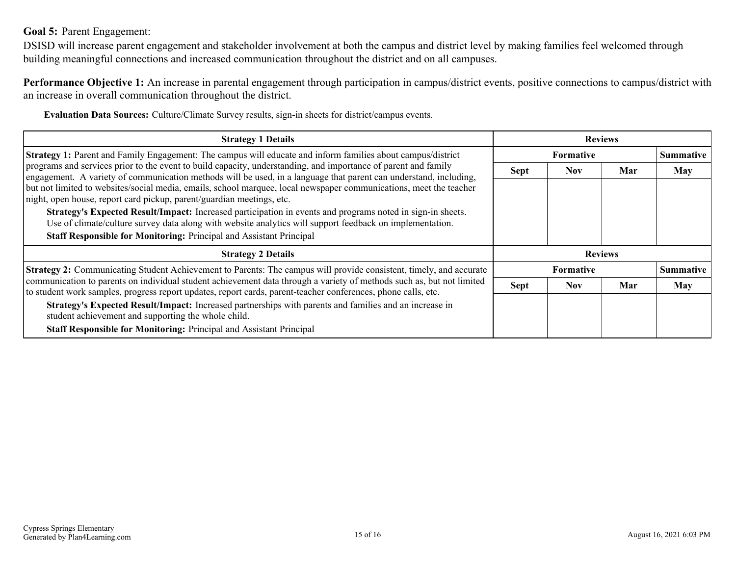**Goal 5:** Parent Engagement:

DSISD will increase parent engagement and stakeholder involvement at both the campus and district level by making families feel welcomed through building meaningful connections and increased communication throughout the district and on all campuses.

**Performance Objective 1:** An increase in parental engagement through participation in campus/district events, positive connections to campus/district with an increase in overall communication throughout the district.

**Evaluation Data Sources:** Culture/Climate Survey results, sign-in sheets for district/campus events.

| Strategy 1 Details | Reviews | | | |
|---|---|---|---|---|
| | Formative | | | Summative |
| | Sept | Nov | Mar | May |
| **Strategy 1:** Parent and Family Engagement: The campus will educate and inform families about campus/district programs and services prior to the event to build capacity, understanding, and importance of parent and family engagement. A variety of communication methods will be used, in a language that parent can understand, including, but not limited to websites/social media, emails, school marquee, local newspaper communications, meet the teacher night, open house, report card pickup, parent/guardian meetings, etc.<br>**Strategy's Expected Result/Impact:** Increased participation in events and programs noted in sign-in sheets. Use of climate/culture survey data along with website analytics will support feedback on implementation.<br>**Staff Responsible for Monitoring:** Principal and Assistant Principal | | | | |

| Strategy 2 Details | Reviews | | | |
|---|---|---|---|---|
| | Formative | | | Summative |
| | Sept | Nov | Mar | May |
| **Strategy 2:** Communicating Student Achievement to Parents: The campus will provide consistent, timely, and accurate communication to parents on individual student achievement data through a variety of methods such as, but not limited to student work samples, progress report updates, report cards, parent-teacher conferences, phone calls, etc.<br>**Strategy's Expected Result/Impact:** Increased partnerships with parents and families and an increase in student achievement and supporting the whole child.<br>**Staff Responsible for Monitoring:** Principal and Assistant Principal | | | | |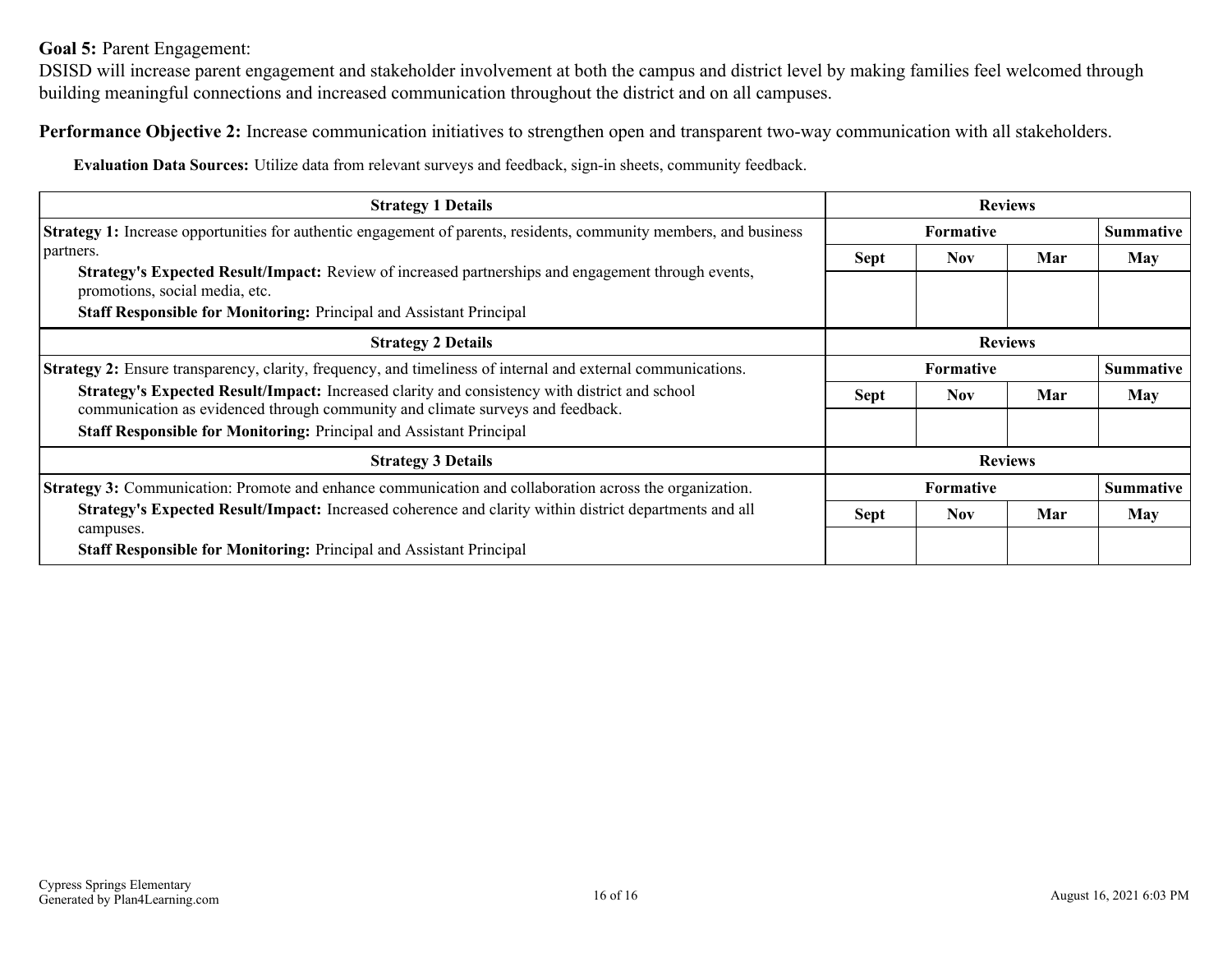**Goal 5:** Parent Engagement:
DSISD will increase parent engagement and stakeholder involvement at both the campus and district level by making families feel welcomed through building meaningful connections and increased communication throughout the district and on all campuses.

**Performance Objective 2:** Increase communication initiatives to strengthen open and transparent two-way communication with all stakeholders.

**Evaluation Data Sources:** Utilize data from relevant surveys and feedback, sign-in sheets, community feedback.

| Strategy 1 Details | Reviews | | | |
|---|---|---|---|---|
| | Formative | | | Summative |
| | Sept | Nov | Mar | May |
| **Strategy 1:** Increase opportunities for authentic engagement of parents, residents, community members, and business partners.<br>**Strategy's Expected Result/Impact:** Review of increased partnerships and engagement through events, promotions, social media, etc.<br>**Staff Responsible for Monitoring:** Principal and Assistant Principal | | | | |

| Strategy 2 Details | Reviews | | | |
|---|---|---|---|---|
| | Formative | | | Summative |
| | Sept | Nov | Mar | May |
| **Strategy 2:** Ensure transparency, clarity, frequency, and timeliness of internal and external communications.<br>**Strategy's Expected Result/Impact:** Increased clarity and consistency with district and school communication as evidenced through community and climate surveys and feedback.<br>**Staff Responsible for Monitoring:** Principal and Assistant Principal | | | | |

| Strategy 3 Details | Reviews | | | |
|---|---|---|---|---|
| | Formative | | | Summative |
| | Sept | Nov | Mar | May |
| **Strategy 3:** Communication: Promote and enhance communication and collaboration across the organization.<br>**Strategy's Expected Result/Impact:** Increased coherence and clarity within district departments and all campuses.<br>**Staff Responsible for Monitoring:** Principal and Assistant Principal | | | | |